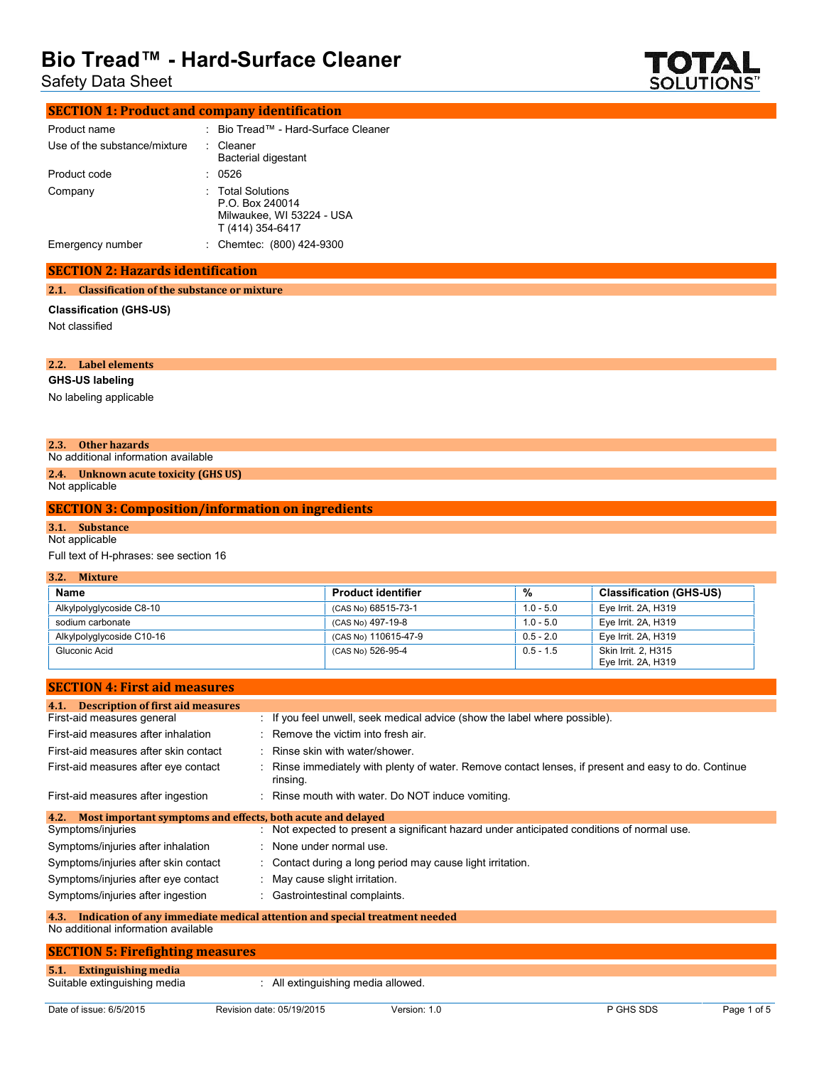# Bio Tread™ - Hard-Surface Cleaner

Safety Data Sheet

## SECTION 1: Product and company identification

| | | |
|---|---|---|
| Product name | : | Bio Tread™ - Hard-Surface Cleaner |
| Use of the substance/mixture | : | Cleaner<br>Bacterial digestant |
| Product code | : | 0526 |
| Company | : | Total Solutions<br>P.O. Box 240014<br>Milwaukee, WI 53224 - USA<br>T (414) 354-6417 |
| Emergency number | : | Chemtec: (800) 424-9300 |

## SECTION 2: Hazards identification

### 2.1. Classification of the substance or mixture

**Classification (GHS-US)**

Not classified

### 2.2. Label elements

**GHS-US labeling**

No labeling applicable

### 2.3. Other hazards

No additional information available

### 2.4. Unknown acute toxicity (GHS US)

Not applicable

## SECTION 3: Composition/information on ingredients

### 3.1. Substance

Not applicable

Full text of H-phrases: see section 16

### 3.2. Mixture

| Name | Product identifier | % | Classification (GHS-US) |
|---|---|---|---|
| Alkylpolyglycoside C8-10 | (CAS No) 68515-73-1 | 1.0 - 5.0 | Eye Irrit. 2A, H319 |
| sodium carbonate | (CAS No) 497-19-8 | 1.0 - 5.0 | Eye Irrit. 2A, H319 |
| Alkylpolyglycoside C10-16 | (CAS No) 110615-47-9 | 0.5 - 2.0 | Eye Irrit. 2A, H319 |
| Gluconic Acid | (CAS No) 526-95-4 | 0.5 - 1.5 | Skin Irrit. 2, H315<br>Eye Irrit. 2A, H319 |

## SECTION 4: First aid measures

### 4.1. Description of first aid measures

| | | |
|---|---|---|
| First-aid measures general | : | If you feel unwell, seek medical advice (show the label where possible). |
| First-aid measures after inhalation | : | Remove the victim into fresh air. |
| First-aid measures after skin contact | : | Rinse skin with water/shower. |
| First-aid measures after eye contact | : | Rinse immediately with plenty of water. Remove contact lenses, if present and easy to do. Continue rinsing. |
| First-aid measures after ingestion | : | Rinse mouth with water. Do NOT induce vomiting. |

### 4.2. Most important symptoms and effects, both acute and delayed

| | | |
|---|---|---|
| Symptoms/injuries | : | Not expected to present a significant hazard under anticipated conditions of normal use. |
| Symptoms/injuries after inhalation | : | None under normal use. |
| Symptoms/injuries after skin contact | : | Contact during a long period may cause light irritation. |
| Symptoms/injuries after eye contact | : | May cause slight irritation. |
| Symptoms/injuries after ingestion | : | Gastrointestinal complaints. |

### 4.3. Indication of any immediate medical attention and special treatment needed

No additional information available

## SECTION 5: Firefighting measures

### 5.1. Extinguishing media

| | | |
|---|---|---|
| Suitable extinguishing media | : | All extinguishing media allowed. |

Date of issue: 6/5/2015 Revision date: 05/19/2015 Version: 1.0 P GHS SDS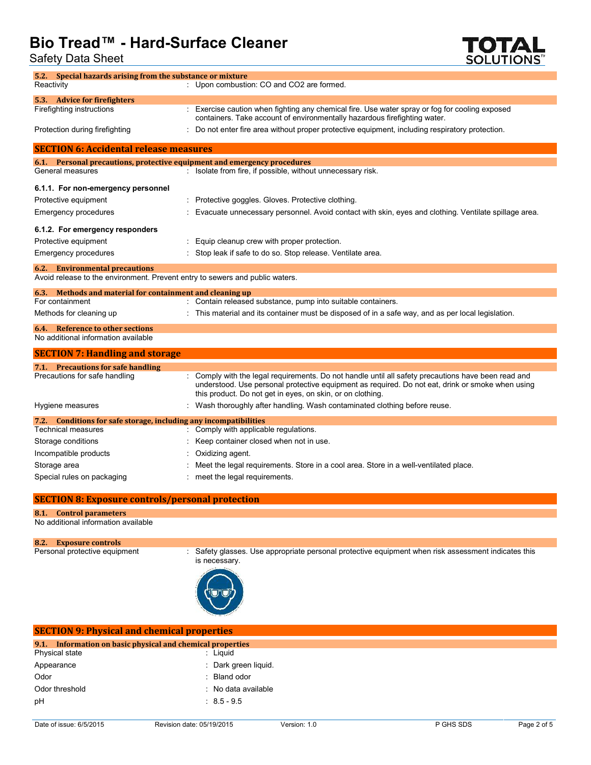### 5.2. Special hazards arising from the substance or mixture

| | |
|---|---|
| Reactivity | : Upon combustion: CO and CO2 are formed. |

### 5.3. Advice for firefighters

| | |
|---|---|
| Firefighting instructions | : Exercise caution when fighting any chemical fire. Use water spray or fog for cooling exposed containers. Take account of environmentally hazardous firefighting water. |
| Protection during firefighting | : Do not enter fire area without proper protective equipment, including respiratory protection. |

## SECTION 6: Accidental release measures

### 6.1. Personal precautions, protective equipment and emergency procedures

| | |
|---|---|
| General measures | : Isolate from fire, if possible, without unnecessary risk. |

#### 6.1.1. For non-emergency personnel

| | |
|---|---|
| Protective equipment | : Protective goggles. Gloves. Protective clothing. |
| Emergency procedures | : Evacuate unnecessary personnel. Avoid contact with skin, eyes and clothing. Ventilate spillage area. |

#### 6.1.2. For emergency responders

| | |
|---|---|
| Protective equipment | : Equip cleanup crew with proper protection. |
| Emergency procedures | : Stop leak if safe to do so. Stop release. Ventilate area. |

### 6.2. Environmental precautions

Avoid release to the environment. Prevent entry to sewers and public waters.

### 6.3. Methods and material for containment and cleaning up

| | |
|---|---|
| For containment | : Contain released substance, pump into suitable containers. |
| Methods for cleaning up | : This material and its container must be disposed of in a safe way, and as per local legislation. |

### 6.4. Reference to other sections

No additional information available

## SECTION 7: Handling and storage

### 7.1. Precautions for safe handling

| | |
|---|---|
| Precautions for safe handling | : Comply with the legal requirements. Do not handle until all safety precautions have been read and understood. Use personal protective equipment as required. Do not eat, drink or smoke when using this product. Do not get in eyes, on skin, or on clothing. |
| Hygiene measures | : Wash thoroughly after handling. Wash contaminated clothing before reuse. |

### 7.2. Conditions for safe storage, including any incompatibilities

| | |
|---|---|
| Technical measures | : Comply with applicable regulations. |
| Storage conditions | : Keep container closed when not in use. |
| Incompatible products | : Oxidizing agent. |
| Storage area | : Meet the legal requirements. Store in a cool area. Store in a well-ventilated place. |
| Special rules on packaging | : meet the legal requirements. |

## SECTION 8: Exposure controls/personal protection

### 8.1. Control parameters

No additional information available

### 8.2. Exposure controls

| | |
|---|---|
| Personal protective equipment | : Safety glasses. Use appropriate personal protective equipment when risk assessment indicates this is necessary. |

## SECTION 9: Physical and chemical properties

### 9.1. Information on basic physical and chemical properties

| | |
|---|---|
| Physical state | : Liquid |
| Appearance | : Dark green liquid. |
| Odor | : Bland odor |
| Odor threshold | : No data available |
| pH | : 8.5 - 9.5 |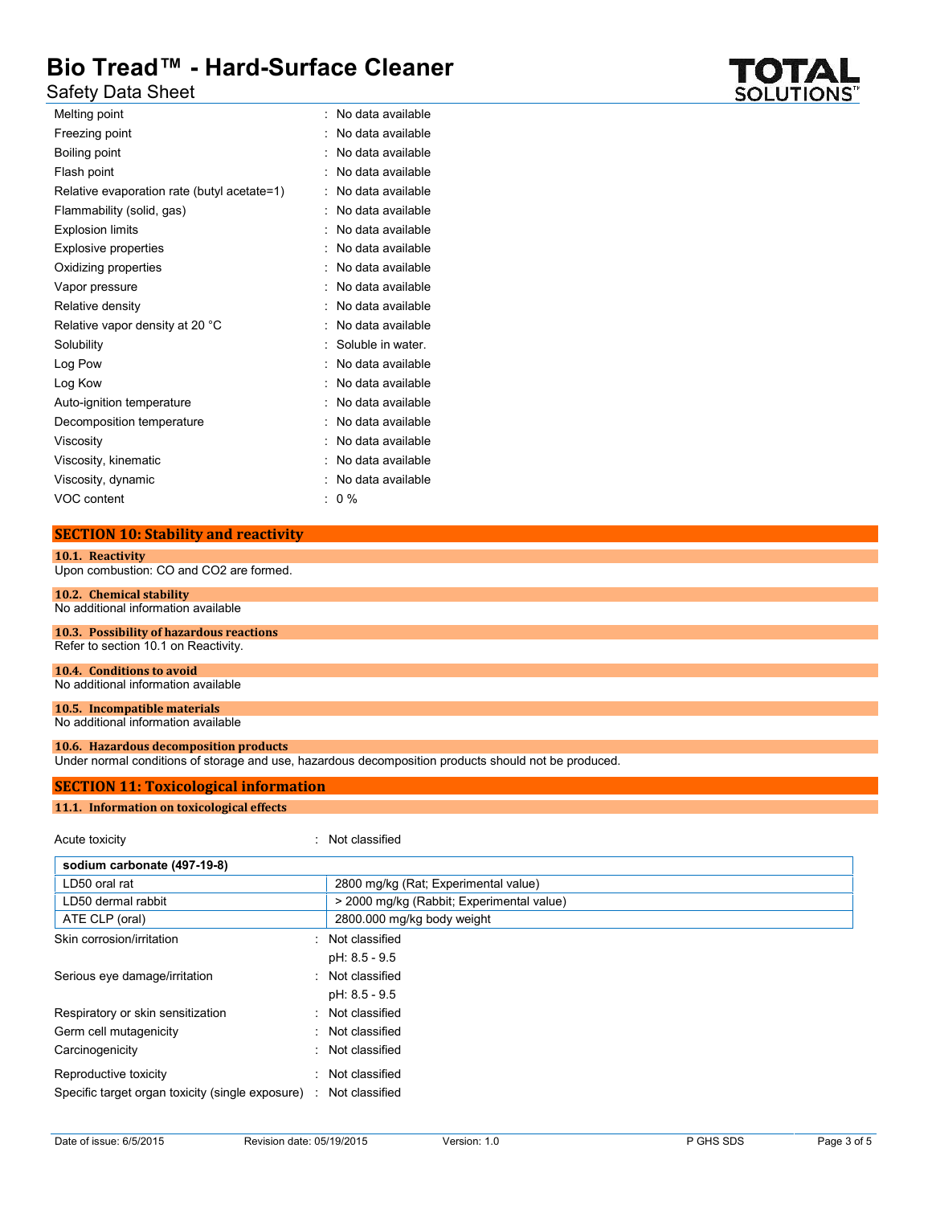| | |
|---|---|
| Melting point | : No data available |
| Freezing point | : No data available |
| Boiling point | : No data available |
| Flash point | : No data available |
| Relative evaporation rate (butyl acetate=1) | : No data available |
| Flammability (solid, gas) | : No data available |
| Explosion limits | : No data available |
| Explosive properties | : No data available |
| Oxidizing properties | : No data available |
| Vapor pressure | : No data available |
| Relative density | : No data available |
| Relative vapor density at 20 °C | : No data available |
| Solubility | : Soluble in water. |
| Log Pow | : No data available |
| Log Kow | : No data available |
| Auto-ignition temperature | : No data available |
| Decomposition temperature | : No data available |
| Viscosity | : No data available |
| Viscosity, kinematic | : No data available |
| Viscosity, dynamic | : No data available |
| VOC content | : 0 % |

## SECTION 10: Stability and reactivity

### 10.1. Reactivity

Upon combustion: CO and CO2 are formed.

### 10.2. Chemical stability

No additional information available

### 10.3. Possibility of hazardous reactions

Refer to section 10.1 on Reactivity.

### 10.4. Conditions to avoid

No additional information available

### 10.5. Incompatible materials

No additional information available

### 10.6. Hazardous decomposition products

Under normal conditions of storage and use, hazardous decomposition products should not be produced.

## SECTION 11: Toxicological information

### 11.1. Information on toxicological effects

Acute toxicity : Not classified

| sodium carbonate (497-19-8) | |
|---|---|
| LD50 oral rat | 2800 mg/kg (Rat; Experimental value) |
| LD50 dermal rabbit | > 2000 mg/kg (Rabbit; Experimental value) |
| ATE CLP (oral) | 2800.000 mg/kg body weight |

| | |
|---|---|
| Skin corrosion/irritation | : Not classified<br>pH: 8.5 - 9.5 |
| Serious eye damage/irritation | : Not classified<br>pH: 8.5 - 9.5 |
| Respiratory or skin sensitization | : Not classified |
| Germ cell mutagenicity | : Not classified |
| Carcinogenicity | : Not classified |
| Reproductive toxicity | : Not classified |
| Specific target organ toxicity (single exposure) | : Not classified |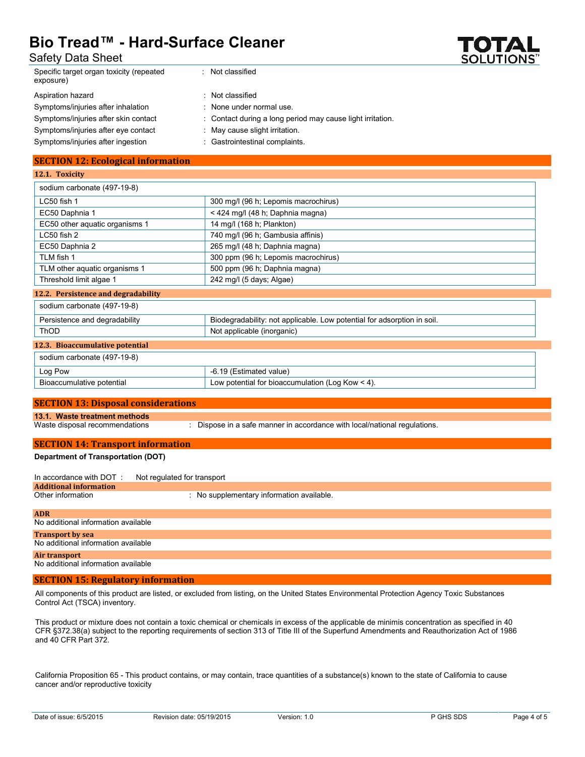| | |
|---|---|
| Specific target organ toxicity (repeated exposure) | : Not classified |
| Aspiration hazard | : Not classified |
| Symptoms/injuries after inhalation | : None under normal use. |
| Symptoms/injuries after skin contact | : Contact during a long period may cause light irritation. |
| Symptoms/injuries after eye contact | : May cause slight irritation. |
| Symptoms/injuries after ingestion | : Gastrointestinal complaints. |

## SECTION 12: Ecological information

### 12.1. Toxicity

| sodium carbonate (497-19-8) | |
|---|---|
| LC50 fish 1 | 300 mg/l (96 h; Lepomis macrochirus) |
| EC50 Daphnia 1 | < 424 mg/l (48 h; Daphnia magna) |
| EC50 other aquatic organisms 1 | 14 mg/l (168 h; Plankton) |
| LC50 fish 2 | 740 mg/l (96 h; Gambusia affinis) |
| EC50 Daphnia 2 | 265 mg/l (48 h; Daphnia magna) |
| TLM fish 1 | 300 ppm (96 h; Lepomis macrochirus) |
| TLM other aquatic organisms 1 | 500 ppm (96 h; Daphnia magna) |
| Threshold limit algae 1 | 242 mg/l (5 days; Algae) |

### 12.2. Persistence and degradability

| sodium carbonate (497-19-8) | |
|---|---|
| Persistence and degradability | Biodegradability: not applicable. Low potential for adsorption in soil. |
| ThOD | Not applicable (inorganic) |

### 12.3. Bioaccumulative potential

| sodium carbonate (497-19-8) | |
|---|---|
| Log Pow | -6.19 (Estimated value) |
| Bioaccumulative potential | Low potential for bioaccumulation (Log Kow < 4). |

## SECTION 13: Disposal considerations

### 13.1. Waste treatment methods

Waste disposal recommendations : Dispose in a safe manner in accordance with local/national regulations.

## SECTION 14: Transport information

**Department of Transportation (DOT)**

In accordance with DOT : Not regulated for transport

**Additional information**

Other information : No supplementary information available.

**ADR**

No additional information available

**Transport by sea**

No additional information available

**Air transport**

No additional information available

## SECTION 15: Regulatory information

All components of this product are listed, or excluded from listing, on the United States Environmental Protection Agency Toxic Substances Control Act (TSCA) inventory.

This product or mixture does not contain a toxic chemical or chemicals in excess of the applicable de minimis concentration as specified in 40 CFR §372.38(a) subject to the reporting requirements of section 313 of Title III of the Superfund Amendments and Reauthorization Act of 1986 and 40 CFR Part 372.

California Proposition 65 - This product contains, or may contain, trace quantities of a substance(s) known to the state of California to cause cancer and/or reproductive toxicity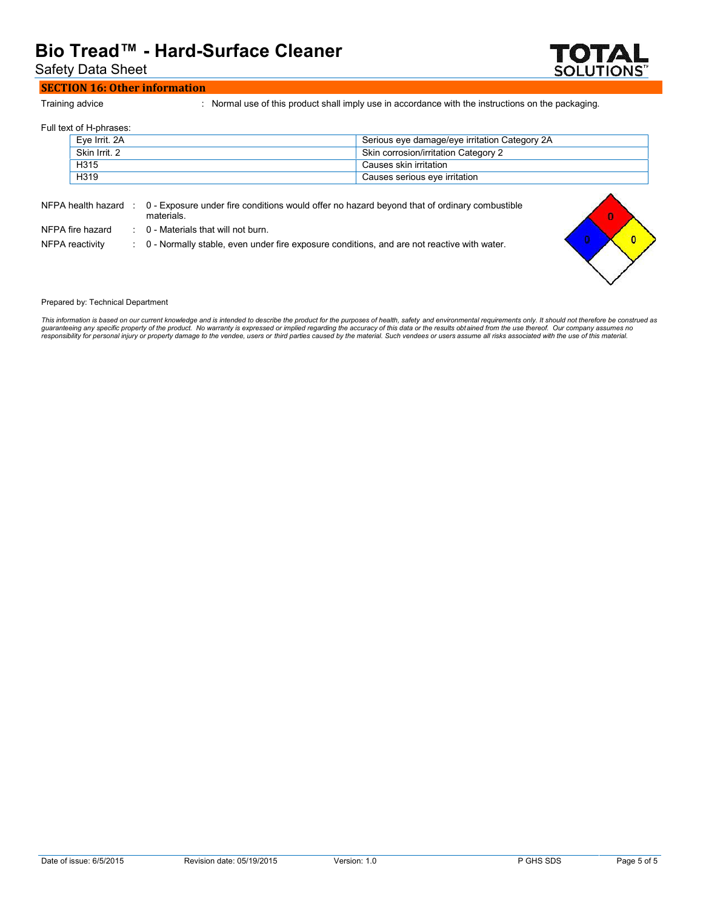## SECTION 16: Other information

Training advice : Normal use of this product shall imply use in accordance with the instructions on the packaging.

Full text of H-phrases:

| | |
|---|---|
| Eye Irrit. 2A | Serious eye damage/eye irritation Category 2A |
| Skin Irrit. 2 | Skin corrosion/irritation Category 2 |
| H315 | Causes skin irritation |
| H319 | Causes serious eye irritation |

NFPA health hazard : 0 - Exposure under fire conditions would offer no hazard beyond that of ordinary combustible materials.

NFPA fire hazard : 0 - Materials that will not burn.

NFPA reactivity : 0 - Normally stable, even under fire exposure conditions, and are not reactive with water.

0
0
0

Prepared by: Technical Department

*This information is based on our current knowledge and is intended to describe the product for the purposes of health, safety and environmental requirements only. It should not therefore be construed as guaranteeing any specific property of the product. No warranty is expressed or implied regarding the accuracy of this data or the results obtained from the use thereof. Our company assumes no responsibility for personal injury or property damage to the vendee, users or third parties caused by the material. Such vendees or users assume all risks associated with the use of this material.*